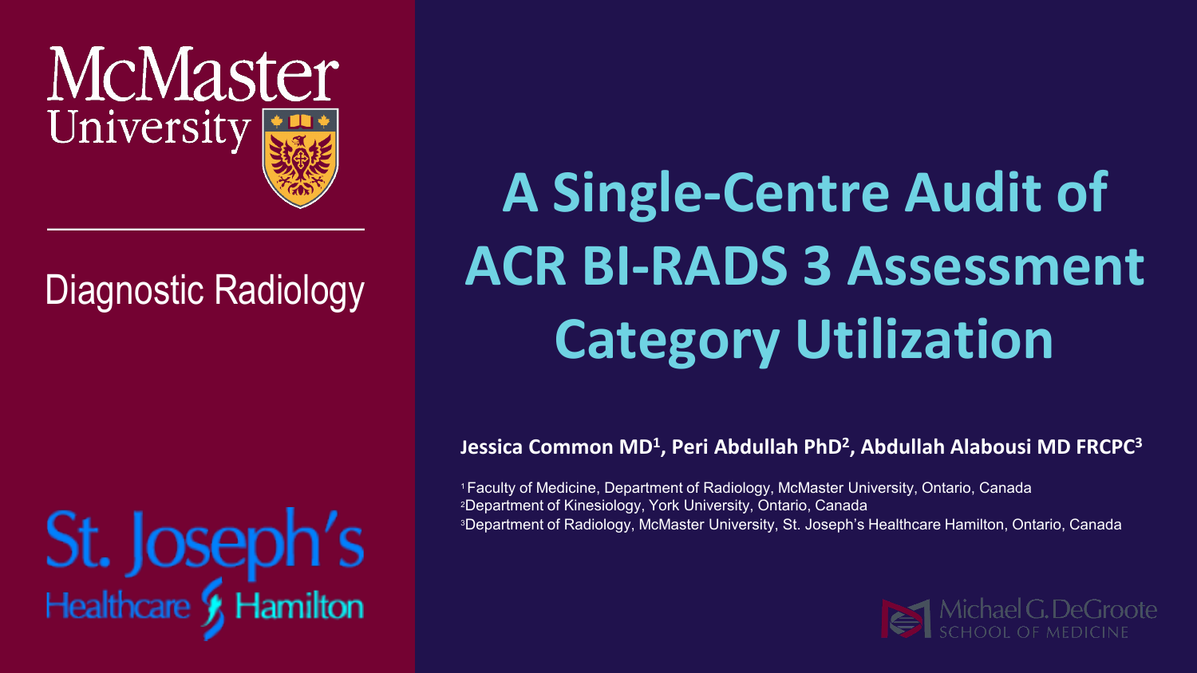McMaster University

Diagnostic Radiology

St. Joseph's Healthcare Hamilton

# A Single-Centre Audit of ACR BI-RADS 3 Assessment Category Utilization

**Jessica Common MD[1], Peri Abdullah PhD[2], Abdullah Alabousi MD FRCPC[3]**

[1] Faculty of Medicine, Department of Radiology, McMaster University, Ontario, Canada
[2] Department of Kinesiology, York University, Ontario, Canada
[3] Department of Radiology, McMaster University, St. Joseph's Healthcare Hamilton, Ontario, Canada

Michael G. DeGroote School of Medicine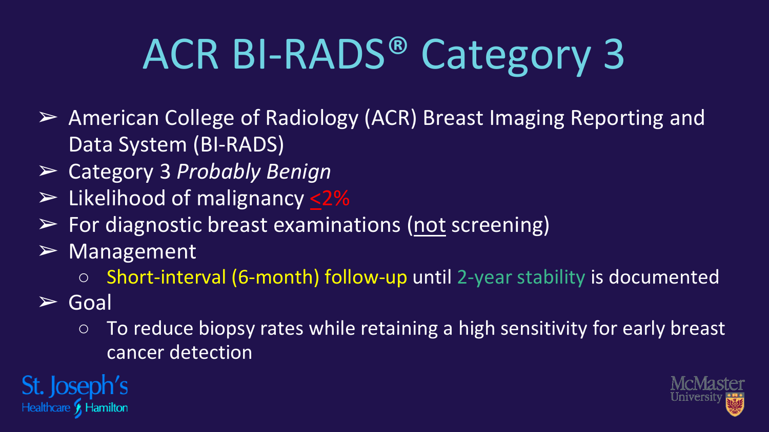# ACR BI-RADS® Category 3

- American College of Radiology (ACR) Breast Imaging Reporting and Data System (BI-RADS)
- Category 3 *Probably Benign*
- Likelihood of malignancy $\leq$2%
- For diagnostic breast examinations (not screening)
- Management
  - Short-interval (6-month) follow-up until 2-year stability is documented
- Goal
  - To reduce biopsy rates while retaining a high sensitivity for early breast cancer detection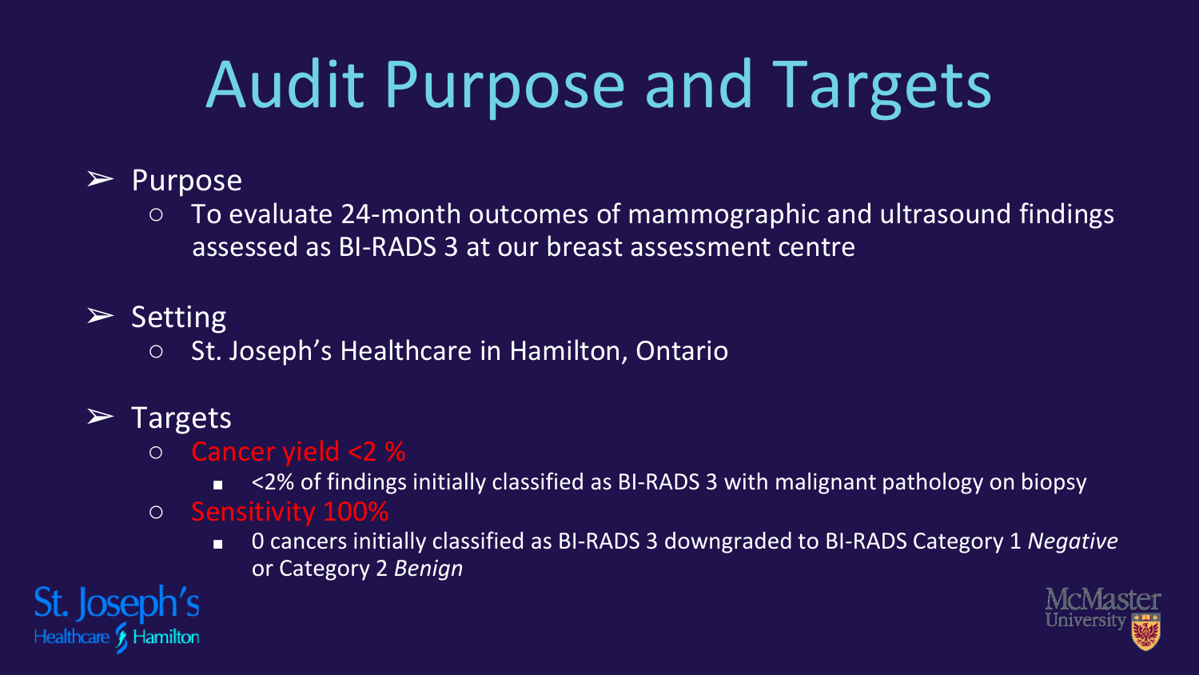# Audit Purpose and Targets

- Purpose
  - To evaluate 24-month outcomes of mammographic and ultrasound findings assessed as BI-RADS 3 at our breast assessment centre
- Setting
  - St. Joseph's Healthcare in Hamilton, Ontario
- Targets
  - Cancer yield <2 %
    - <2% of findings initially classified as BI-RADS 3 with malignant pathology on biopsy
  - Sensitivity 100%
    - 0 cancers initially classified as BI-RADS 3 downgraded to BI-RADS Category 1 *Negative* or Category 2 *Benign*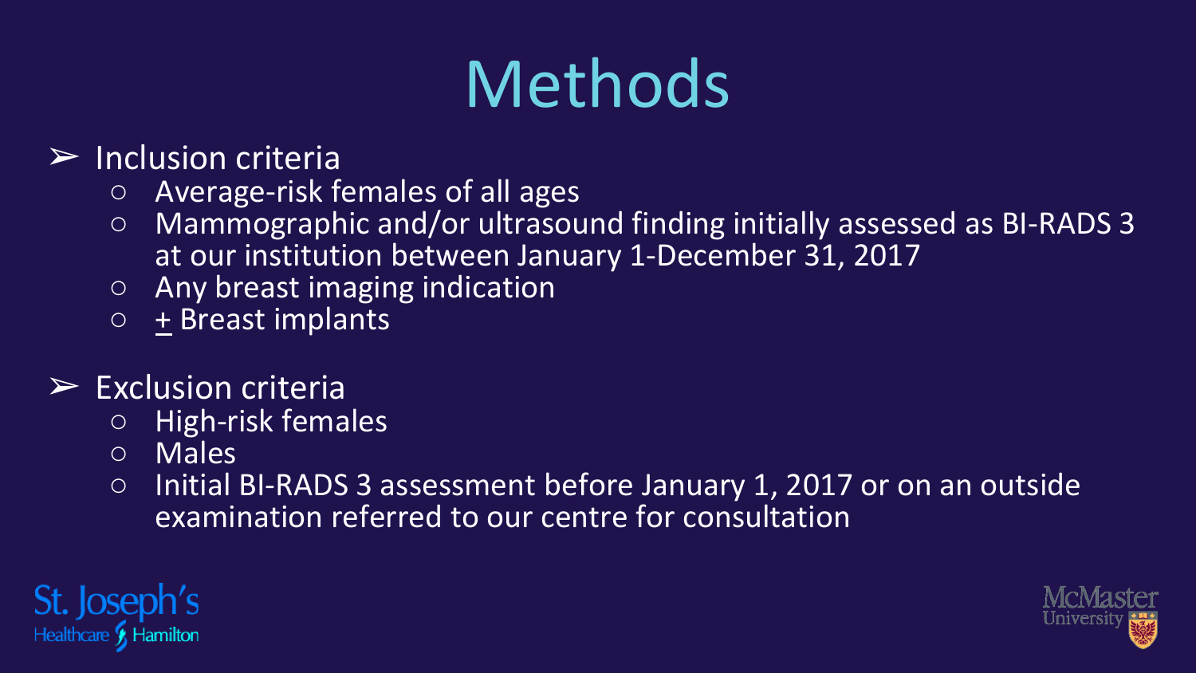# Methods

- Inclusion criteria
  - Average-risk females of all ages
  - Mammographic and/or ultrasound finding initially assessed as BI-RADS 3 at our institution between January 1-December 31, 2017
  - Any breast imaging indication
  - ± Breast implants
- Exclusion criteria
  - High-risk females
  - Males
  - Initial BI-RADS 3 assessment before January 1, 2017 or on an outside examination referred to our centre for consultation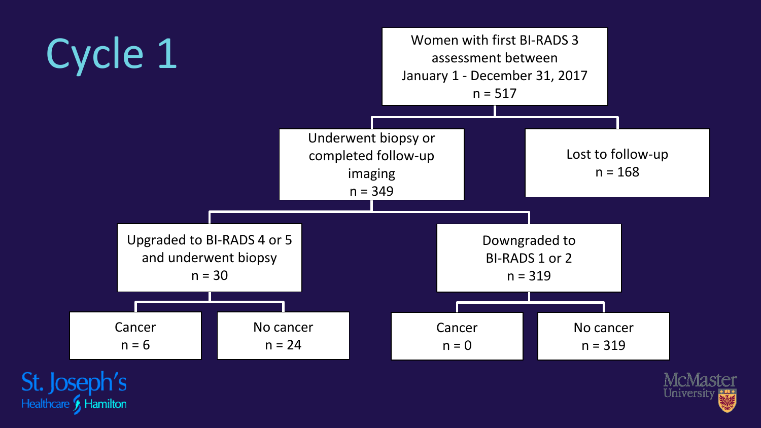# Cycle 1

- Women with first BI-RADS 3 assessment between January 1 - December 31, 2017 n = 517
  - Underwent biopsy or completed follow-up imaging n = 349
    - Upgraded to BI-RADS 4 or 5 and underwent biopsy n = 30
      - Cancer n = 6
      - No cancer n = 24
    - Downgraded to BI-RADS 1 or 2 n = 319
      - Cancer n = 0
      - No cancer n = 319
  - Lost to follow-up n = 168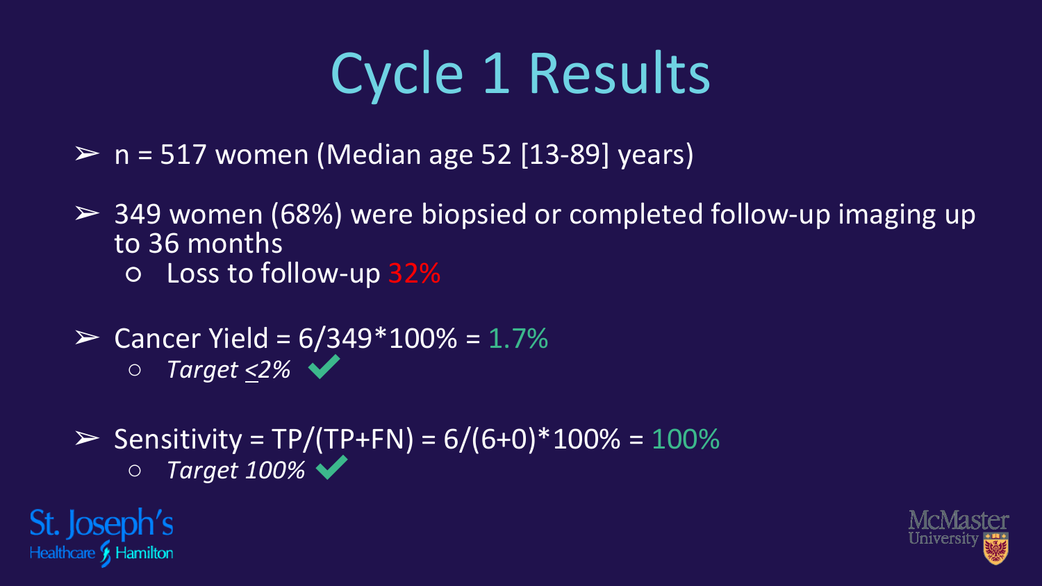# Cycle 1 Results

- n = 517 women (Median age 52 [13-89] years)
- 349 women (68%) were biopsied or completed follow-up imaging up to 36 months
  - Loss to follow-up 32%
- Cancer Yield = 6/349*100% = 1.7%
  - *Target ≤2%* ✔
- Sensitivity = TP/(TP+FN) = 6/(6+0)*100% = 100%
  - *Target 100%* ✔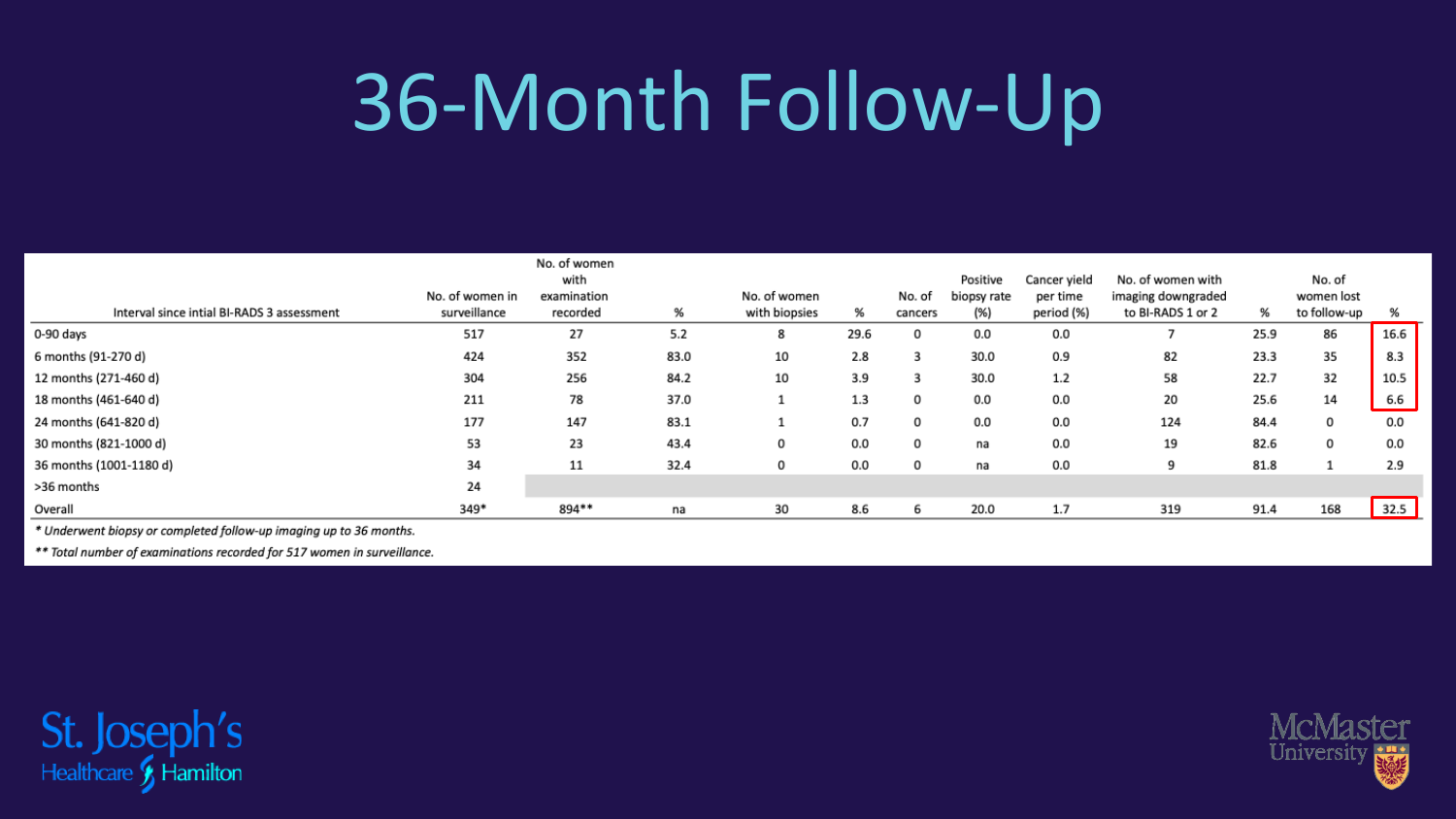# 36-Month Follow-Up

| Interval since intial BI-RADS 3 assessment | No. of women in surveillance | No. of women with examination recorded | % | No. of women with biopsies | % | No. of cancers | Positive biopsy rate (%) | Cancer yield per time period (%) | No. of women with imaging downgraded to BI-RADS 1 or 2 | % | No. of women lost to follow-up | % |
|---|---|---|---|---|---|---|---|---|---|---|---|---|
| 0-90 days | 517 | 27 | 5.2 | 8 | 29.6 | 0 | 0.0 | 0.0 | 7 | 25.9 | 86 | 16.6 |
| 6 months (91-270 d) | 424 | 352 | 83.0 | 10 | 2.8 | 3 | 30.0 | 0.9 | 82 | 23.3 | 35 | 8.3 |
| 12 months (271-460 d) | 304 | 256 | 84.2 | 10 | 3.9 | 3 | 30.0 | 1.2 | 58 | 22.7 | 32 | 10.5 |
| 18 months (461-640 d) | 211 | 78 | 37.0 | 1 | 1.3 | 0 | 0.0 | 0.0 | 20 | 25.6 | 14 | 6.6 |
| 24 months (641-820 d) | 177 | 147 | 83.1 | 1 | 0.7 | 0 | 0.0 | 0.0 | 124 | 84.4 | 0 | 0.0 |
| 30 months (821-1000 d) | 53 | 23 | 43.4 | 0 | 0.0 | 0 | na | 0.0 | 19 | 82.6 | 0 | 0.0 |
| 36 months (1001-1180 d) | 34 | 11 | 32.4 | 0 | 0.0 | 0 | na | 0.0 | 9 | 81.8 | 1 | 2.9 |
| >36 months | 24 | | | | | | | | | | | |
| Overall | 349* | 894** | na | 30 | 8.6 | 6 | 20.0 | 1.7 | 319 | 91.4 | 168 | 32.5 |

*\* Underwent biopsy or completed follow-up imaging up to 36 months.*

*\*\* Total number of examinations recorded for 517 women in surveillance.*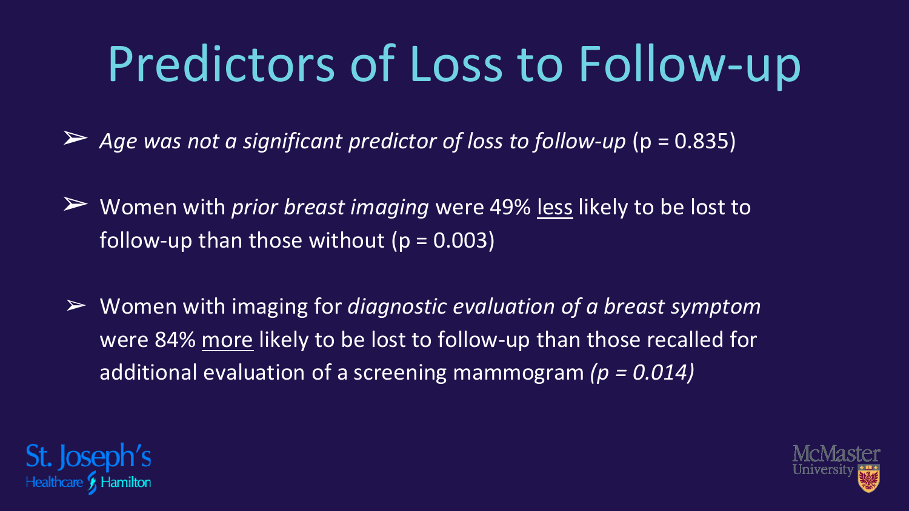# Predictors of Loss to Follow-up

- *Age was not a significant predictor of loss to follow-up* ($p = 0.835$)
- Women with *prior breast imaging* were 49% <u>less</u> likely to be lost to follow-up than those without ($p = 0.003$)
- Women with imaging for *diagnostic evaluation of a breast symptom* were 84% <u>more</u> likely to be lost to follow-up than those recalled for additional evaluation of a screening mammogram *($p = 0.014$)*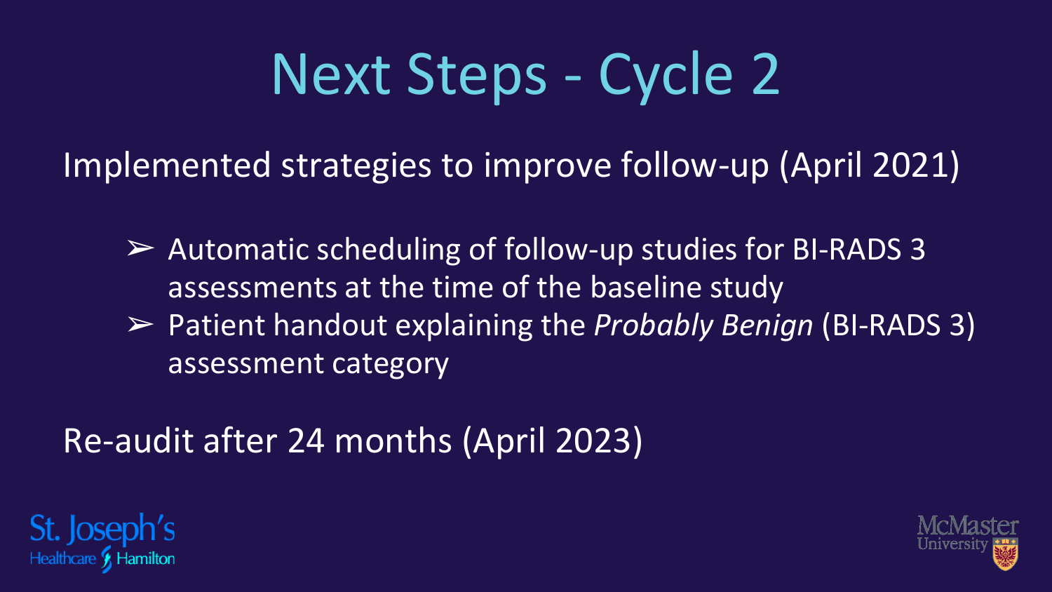# Next Steps - Cycle 2

Implemented strategies to improve follow-up (April 2021)

- Automatic scheduling of follow-up studies for BI-RADS 3 assessments at the time of the baseline study
- Patient handout explaining the *Probably Benign* (BI-RADS 3) assessment category

Re-audit after 24 months (April 2023)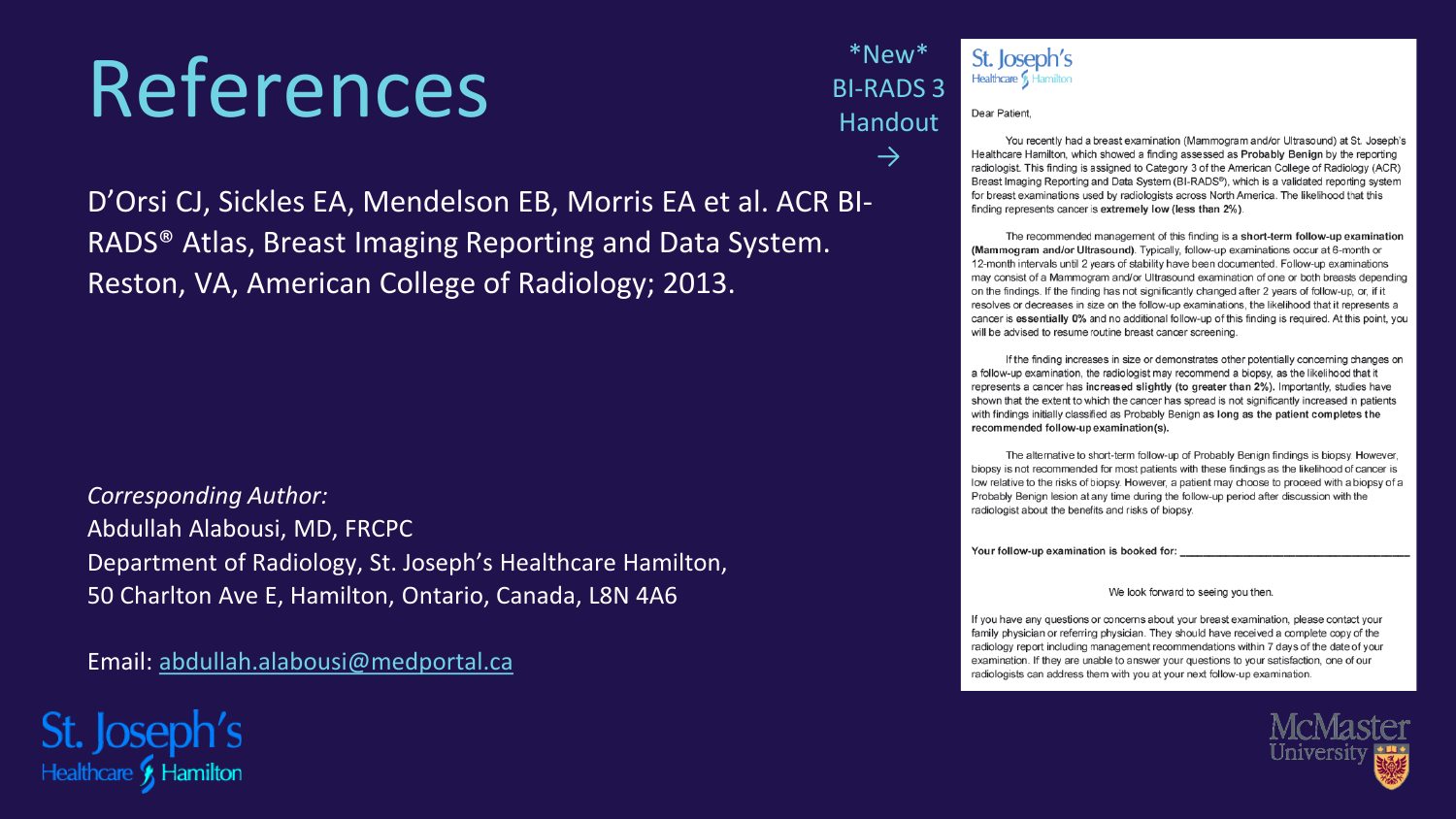# References

D'Orsi CJ, Sickles EA, Mendelson EB, Morris EA et al. ACR BI-RADS® Atlas, Breast Imaging Reporting and Data System. Reston, VA, American College of Radiology; 2013.

*Corresponding Author:*
Abdullah Alabousi, MD, FRCPC
Department of Radiology, St. Joseph's Healthcare Hamilton,
50 Charlton Ave E, Hamilton, Ontario, Canada, L8N 4A6

Email: [abdullah.alabousi@medportal.ca](mailto:abdullah.alabousi@medportal.ca)

*New*
BI-RADS 3
Handout
→

St. Joseph's
Healthcare Hamilton

Dear Patient,

You recently had a breast examination (Mammogram and/or Ultrasound) at St. Joseph's Healthcare Hamilton, which showed a finding assessed as **Probably Benign** by the reporting radiologist. This finding is assigned to Category 3 of the American College of Radiology (ACR) Breast Imaging Reporting and Data System (BI-RADS®), which is a validated reporting system for breast examinations used by radiologists across North America. The likelihood that this finding represents cancer is **extremely low (less than 2%)**.

The recommended management of this finding is a **short-term follow-up examination (Mammogram and/or Ultrasound)**. Typically, follow-up examinations occur at 6-month or 12-month intervals until 2 years of stability have been documented. Follow-up examinations may consist of a Mammogram and/or Ultrasound examination of one or both breasts depending on the findings. If the finding has not significantly changed after 2 years of follow-up, or, if it resolves or decreases in size on the follow-up examinations, the likelihood that it represents a cancer is **essentially 0%** and no additional follow-up of this finding is required. At this point, you will be advised to resume routine breast cancer screening.

If the finding increases in size or demonstrates other potentially concerning changes on a follow-up examination, the radiologist may recommend a biopsy, as the likelihood that it represents a cancer has **increased slightly (to greater than 2%)**. Importantly, studies have shown that the extent to which the cancer has spread is not significantly increased in patients with findings initially classified as Probably Benign **as long as the patient completes the recommended follow-up examination(s).**

The alternative to short-term follow-up of Probably Benign findings is biopsy. However, biopsy is not recommended for most patients with these findings as the likelihood of cancer is low relative to the risks of biopsy. However, a patient may choose to proceed with a biopsy of a Probably Benign lesion at any time during the follow-up period after discussion with the radiologist about the benefits and risks of biopsy.

**Your follow-up examination is booked for:** ______________________________

We look forward to seeing you then.

If you have any questions or concerns about your breast examination, please contact your family physician or referring physician. They should have received a complete copy of the radiology report including management recommendations within 7 days of the date of your examination. If they are unable to answer your questions to your satisfaction, one of our radiologists can address them with you at your next follow-up examination.

St. Joseph's Healthcare Hamilton

McMaster University